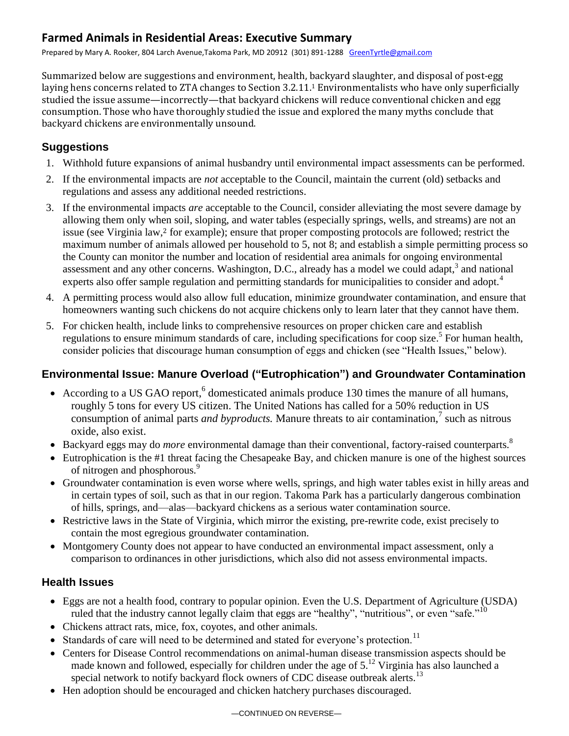# Farmed Animals in Residential Areas: Executive Summary

Prepared by Mary A. Rooker, 804 Larch Avenue,Takoma Park, MD 20912 (301) 891-1288 GreenTyrtle@gmail.com

Summarized below are suggestions and environment, health, backyard slaughter, and disposal of post-egg laying hens concerns related to ZTA changes to Section 3.2.11.[1] Environmentalists who have only superficially studied the issue assume—incorrectly—that backyard chickens will reduce conventional chicken and egg consumption. Those who have thoroughly studied the issue and explored the many myths conclude that backyard chickens are environmentally unsound.

## Suggestions

1. Withhold future expansions of animal husbandry until environmental impact assessments can be performed.
2. If the environmental impacts are *not* acceptable to the Council, maintain the current (old) setbacks and regulations and assess any additional needed restrictions.
3. If the environmental impacts *are* acceptable to the Council, consider alleviating the most severe damage by allowing them only when soil, sloping, and water tables (especially springs, wells, and streams) are not an issue (see Virginia law,[2] for example); ensure that proper composting protocols are followed; restrict the maximum number of animals allowed per household to 5, not 8; and establish a simple permitting process so the County can monitor the number and location of residential area animals for ongoing environmental assessment and any other concerns. Washington, D.C., already has a model we could adapt,[3] and national experts also offer sample regulation and permitting standards for municipalities to consider and adopt.[4]
4. A permitting process would also allow full education, minimize groundwater contamination, and ensure that homeowners wanting such chickens do not acquire chickens only to learn later that they cannot have them.
5. For chicken health, include links to comprehensive resources on proper chicken care and establish regulations to ensure minimum standards of care, including specifications for coop size.[5] For human health, consider policies that discourage human consumption of eggs and chicken (see "Health Issues," below).

## Environmental Issue: Manure Overload ("Eutrophication") and Groundwater Contamination

- According to a US GAO report,[6] domesticated animals produce 130 times the manure of all humans, roughly 5 tons for every US citizen. The United Nations has called for a 50% reduction in US consumption of animal parts *and byproducts.* Manure threats to air contamination,[7] such as nitrous oxide, also exist.
- Backyard eggs may do *more* environmental damage than their conventional, factory-raised counterparts.[8]
- Eutrophication is the #1 threat facing the Chesapeake Bay, and chicken manure is one of the highest sources of nitrogen and phosphorous.[9]
- Groundwater contamination is even worse where wells, springs, and high water tables exist in hilly areas and in certain types of soil, such as that in our region. Takoma Park has a particularly dangerous combination of hills, springs, and—alas—backyard chickens as a serious water contamination source.
- Restrictive laws in the State of Virginia, which mirror the existing, pre-rewrite code, exist precisely to contain the most egregious groundwater contamination.
- Montgomery County does not appear to have conducted an environmental impact assessment, only a comparison to ordinances in other jurisdictions, which also did not assess environmental impacts.

## Health Issues

- Eggs are not a health food, contrary to popular opinion. Even the U.S. Department of Agriculture (USDA) ruled that the industry cannot legally claim that eggs are "healthy", "nutritious", or even "safe."[10]
- Chickens attract rats, mice, fox, coyotes, and other animals.
- Standards of care will need to be determined and stated for everyone's protection.[11]
- Centers for Disease Control recommendations on animal-human disease transmission aspects should be made known and followed, especially for children under the age of 5.[12] Virginia has also launched a special network to notify backyard flock owners of CDC disease outbreak alerts.[13]
- Hen adoption should be encouraged and chicken hatchery purchases discouraged.

—CONTINUED ON REVERSE—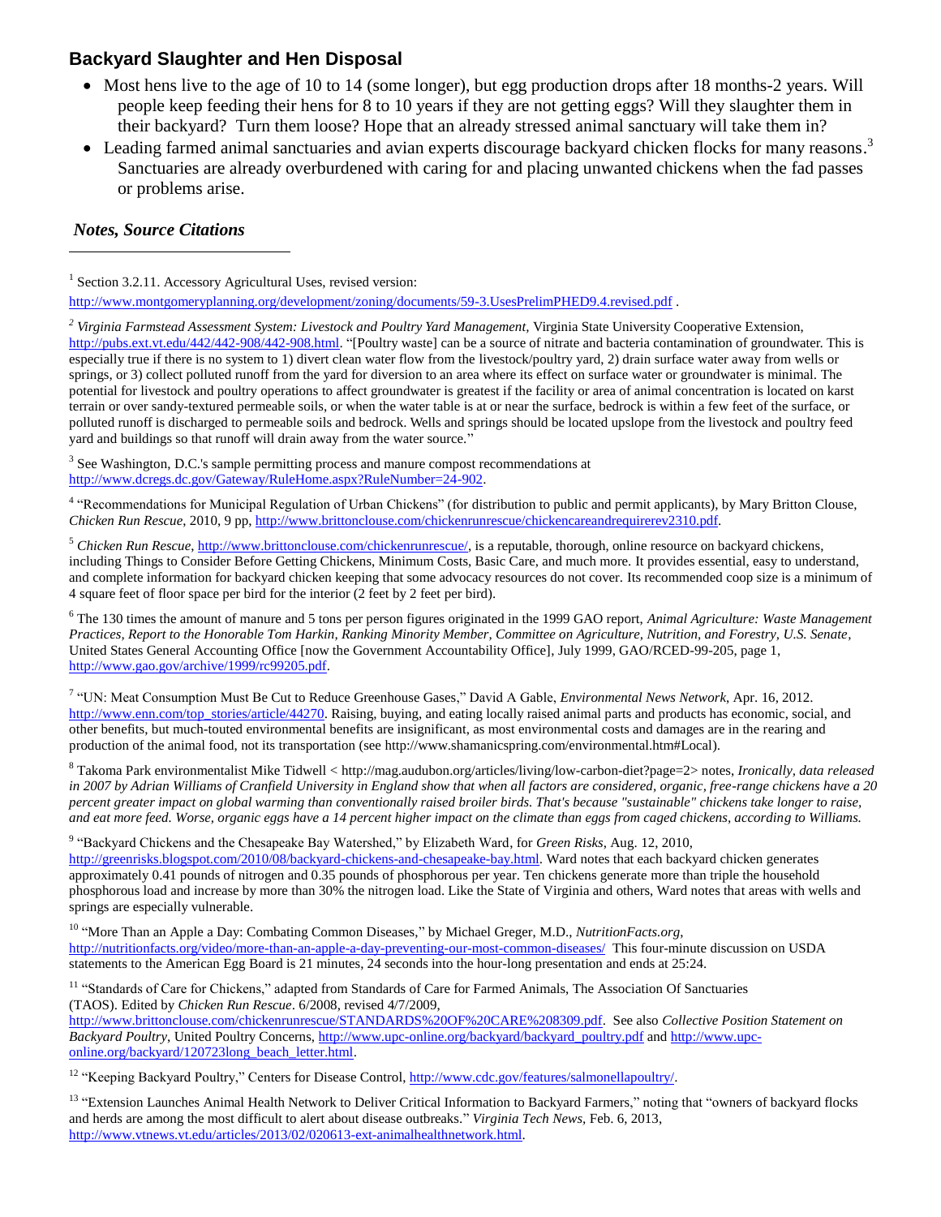## Backyard Slaughter and Hen Disposal

- Most hens live to the age of 10 to 14 (some longer), but egg production drops after 18 months-2 years. Will people keep feeding their hens for 8 to 10 years if they are not getting eggs? Will they slaughter them in their backyard? Turn them loose? Hope that an already stressed animal sanctuary will take them in?
- Leading farmed animal sanctuaries and avian experts discourage backyard chicken flocks for many reasons.[3] Sanctuaries are already overburdened with caring for and placing unwanted chickens when the fad passes or problems arise.

### *Notes, Source Citations*

---

[1] Section 3.2.11. Accessory Agricultural Uses, revised version: http://www.montgomeryplanning.org/development/zoning/documents/59-3.UsesPrelimPHED9.4.revised.pdf .

[2] *Virginia Farmstead Assessment System: Livestock and Poultry Yard Management,* Virginia State University Cooperative Extension, http://pubs.ext.vt.edu/442/442-908/442-908.html. "[Poultry waste] can be a source of nitrate and bacteria contamination of groundwater. This is especially true if there is no system to 1) divert clean water flow from the livestock/poultry yard, 2) drain surface water away from wells or springs, or 3) collect polluted runoff from the yard for diversion to an area where its effect on surface water or groundwater is minimal. The potential for livestock and poultry operations to affect groundwater is greatest if the facility or area of animal concentration is located on karst terrain or over sandy-textured permeable soils, or when the water table is at or near the surface, bedrock is within a few feet of the surface, or polluted runoff is discharged to permeable soils and bedrock. Wells and springs should be located upslope from the livestock and poultry feed yard and buildings so that runoff will drain away from the water source."

[3] See Washington, D.C.'s sample permitting process and manure compost recommendations at http://www.dcregs.dc.gov/Gateway/RuleHome.aspx?RuleNumber=24-902.

[4] "Recommendations for Municipal Regulation of Urban Chickens" (for distribution to public and permit applicants), by Mary Britton Clouse, *Chicken Run Rescue*, 2010, 9 pp, http://www.brittonclouse.com/chickenrunrescue/chickencareandrequirerev2310.pdf.

[5] *Chicken Run Rescue,* http://www.brittonclouse.com/chickenrunrescue/, is a reputable, thorough, online resource on backyard chickens, including Things to Consider Before Getting Chickens, Minimum Costs, Basic Care, and much more. It provides essential, easy to understand, and complete information for backyard chicken keeping that some advocacy resources do not cover. Its recommended coop size is a minimum of 4 square feet of floor space per bird for the interior (2 feet by 2 feet per bird).

[6] The 130 times the amount of manure and 5 tons per person figures originated in the 1999 GAO report, *Animal Agriculture: Waste Management Practices, Report to the Honorable Tom Harkin, Ranking Minority Member, Committee on Agriculture, Nutrition, and Forestry, U.S. Senate*, United States General Accounting Office [now the Government Accountability Office], July 1999, GAO/RCED-99-205, page 1, http://www.gao.gov/archive/1999/rc99205.pdf.

[7] "UN: Meat Consumption Must Be Cut to Reduce Greenhouse Gases," David A Gable, *Environmental News Network*, Apr. 16, 2012. http://www.enn.com/top_stories/article/44270. Raising, buying, and eating locally raised animal parts and products has economic, social, and other benefits, but much-touted environmental benefits are insignificant, as most environmental costs and damages are in the rearing and production of the animal food, not its transportation (see http://www.shamanicspring.com/environmental.htm#Local).

[8] Takoma Park environmentalist Mike Tidwell < http://mag.audubon.org/articles/living/low-carbon-diet?page=2> notes, *Ironically, data released in 2007 by Adrian Williams of Cranfield University in England show that when all factors are considered, organic, free-range chickens have a 20 percent greater impact on global warming than conventionally raised broiler birds. That's because "sustainable" chickens take longer to raise, and eat more feed. Worse, organic eggs have a 14 percent higher impact on the climate than eggs from caged chickens, according to Williams.*

[9] "Backyard Chickens and the Chesapeake Bay Watershed," by Elizabeth Ward, for *Green Risks*, Aug. 12, 2010, http://greenrisks.blogspot.com/2010/08/backyard-chickens-and-chesapeake-bay.html. Ward notes that each backyard chicken generates approximately 0.41 pounds of nitrogen and 0.35 pounds of phosphorous per year. Ten chickens generate more than triple the household phosphorous load and increase by more than 30% the nitrogen load. Like the State of Virginia and others, Ward notes that areas with wells and springs are especially vulnerable.

[10] "More Than an Apple a Day: Combating Common Diseases," by Michael Greger, M.D., *NutritionFacts.org*, http://nutritionfacts.org/video/more-than-an-apple-a-day-preventing-our-most-common-diseases/ This four-minute discussion on USDA statements to the American Egg Board is 21 minutes, 24 seconds into the hour-long presentation and ends at 25:24.

[11] "Standards of Care for Chickens," adapted from Standards of Care for Farmed Animals, The Association Of Sanctuaries (TAOS). Edited by *Chicken Run Rescue*. 6/2008, revised 4/7/2009, http://www.brittonclouse.com/chickenrunrescue/STANDARDS%20OF%20CARE%208309.pdf. See also *Collective Position Statement on Backyard Poultry*, United Poultry Concerns, http://www.upc-online.org/backyard/backyard_poultry.pdf and http://www.upc-online.org/backyard/120723long_beach_letter.html.

[12] "Keeping Backyard Poultry," Centers for Disease Control, http://www.cdc.gov/features/salmonellapoultry/.

[13] "Extension Launches Animal Health Network to Deliver Critical Information to Backyard Farmers," noting that "owners of backyard flocks and herds are among the most difficult to alert about disease outbreaks." *Virginia Tech News*, Feb. 6, 2013, http://www.vtnews.vt.edu/articles/2013/02/020613-ext-animalhealthnetwork.html.